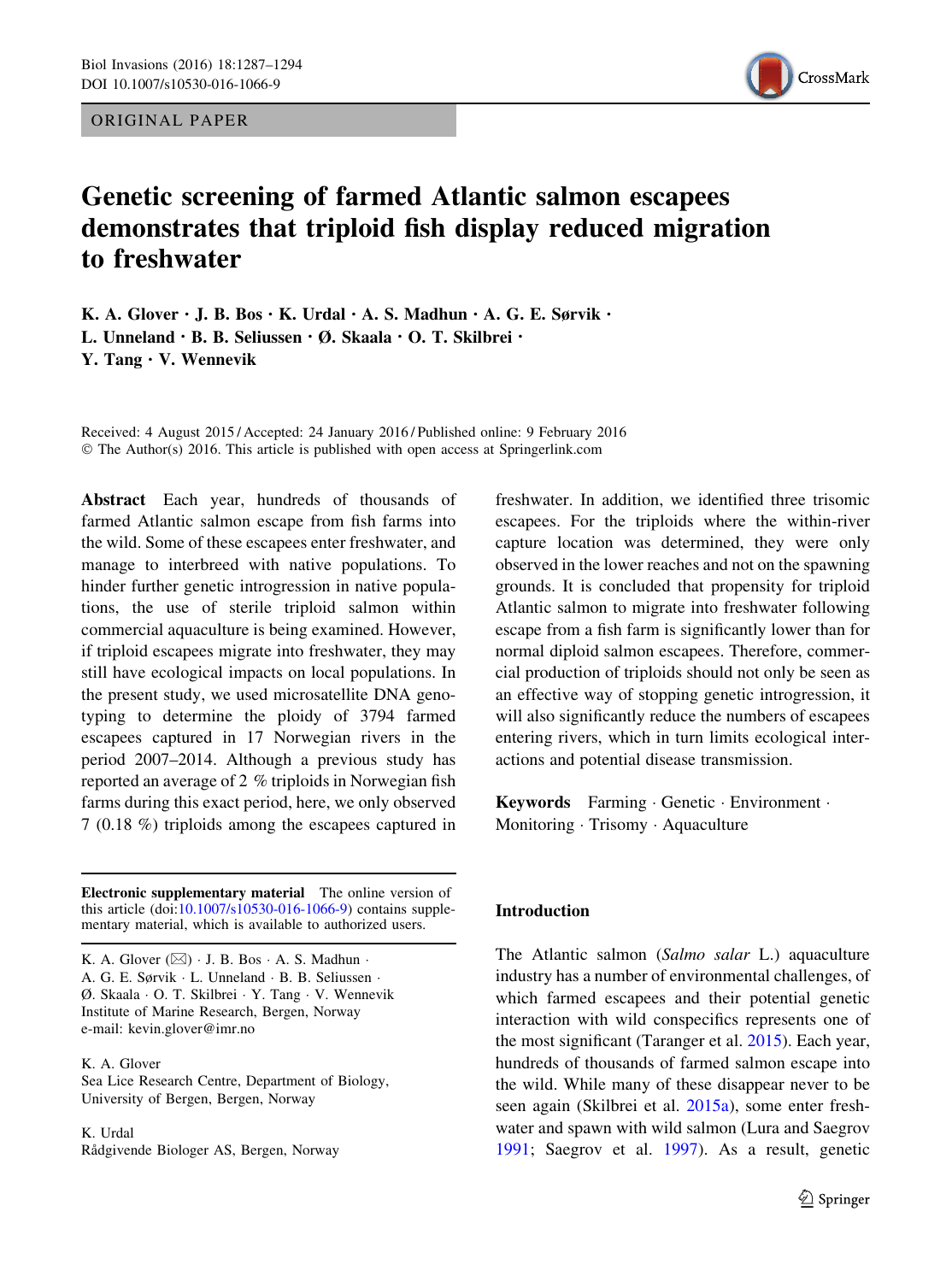ORIGINAL PAPER

# Genetic screening of farmed Atlantic salmon escapees demonstrates that triploid fish display reduced migration to freshwater

K. A. Glover · J. B. Bos · K. Urdal · A. S. Madhun · A. G. E. Sørvik · L. Unneland · B. B. Seliussen · Ø. Skaala · O. T. Skilbrei · Y. Tang · V. Wennevik

Received: 4 August 2015 / Accepted: 24 January 2016 / Published online: 9 February 2016
© The Author(s) 2016. This article is published with open access at Springerlink.com

**Abstract** Each year, hundreds of thousands of farmed Atlantic salmon escape from fish farms into the wild. Some of these escapees enter freshwater, and manage to interbreed with native populations. To hinder further genetic introgression in native populations, the use of sterile triploid salmon within commercial aquaculture is being examined. However, if triploid escapees migrate into freshwater, they may still have ecological impacts on local populations. In the present study, we used microsatellite DNA genotyping to determine the ploidy of 3794 farmed escapees captured in 17 Norwegian rivers in the period 2007–2014. Although a previous study has reported an average of 2 % triploids in Norwegian fish farms during this exact period, here, we only observed 7 (0.18 %) triploids among the escapees captured in freshwater. In addition, we identified three trisomic escapees. For the triploids where the within-river capture location was determined, they were only observed in the lower reaches and not on the spawning grounds. It is concluded that propensity for triploid Atlantic salmon to migrate into freshwater following escape from a fish farm is significantly lower than for normal diploid salmon escapees. Therefore, commercial production of triploids should not only be seen as an effective way of stopping genetic introgression, it will also significantly reduce the numbers of escapees entering rivers, which in turn limits ecological interactions and potential disease transmission.

**Keywords** Farming · Genetic · Environment · Monitoring · Trisomy · Aquaculture

**Electronic supplementary material** The online version of this article (doi:10.1007/s10530-016-1066-9) contains supplementary material, which is available to authorized users.

K. A. Glover (✉) · J. B. Bos · A. S. Madhun · A. G. E. Sørvik · L. Unneland · B. B. Seliussen · Ø. Skaala · O. T. Skilbrei · Y. Tang · V. Wennevik
Institute of Marine Research, Bergen, Norway
e-mail: kevin.glover@imr.no

K. A. Glover
Sea Lice Research Centre, Department of Biology, University of Bergen, Bergen, Norway

K. Urdal
Rådgivende Biologer AS, Bergen, Norway

## Introduction

The Atlantic salmon (*Salmo salar* L.) aquaculture industry has a number of environmental challenges, of which farmed escapees and their potential genetic interaction with wild conspecifics represents one of the most significant (Taranger et al. 2015). Each year, hundreds of thousands of farmed salmon escape into the wild. While many of these disappear never to be seen again (Skilbrei et al. 2015a), some enter freshwater and spawn with wild salmon (Lura and Saegrov 1991; Saegrov et al. 1997). As a result, genetic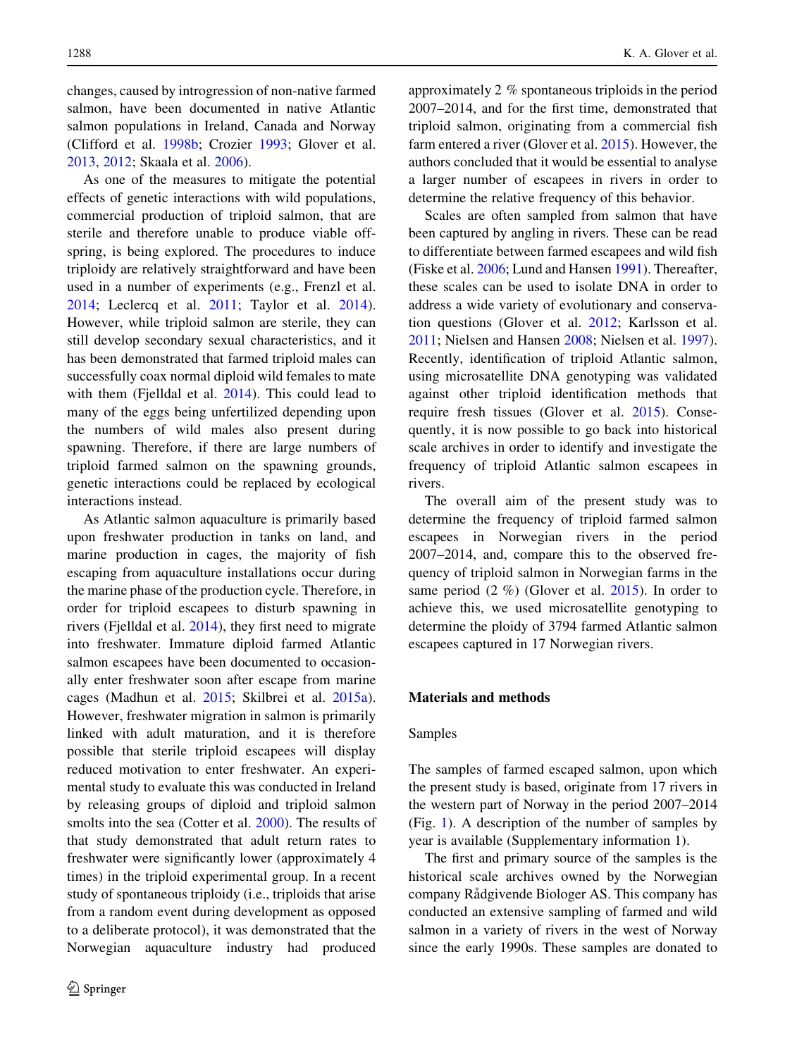changes, caused by introgression of non-native farmed salmon, have been documented in native Atlantic salmon populations in Ireland, Canada and Norway (Clifford et al. 1998b; Crozier 1993; Glover et al. 2013, 2012; Skaala et al. 2006).

As one of the measures to mitigate the potential effects of genetic interactions with wild populations, commercial production of triploid salmon, that are sterile and therefore unable to produce viable offspring, is being explored. The procedures to induce triploidy are relatively straightforward and have been used in a number of experiments (e.g., Frenzl et al. 2014; Leclercq et al. 2011; Taylor et al. 2014). However, while triploid salmon are sterile, they can still develop secondary sexual characteristics, and it has been demonstrated that farmed triploid males can successfully coax normal diploid wild females to mate with them (Fjelldal et al. 2014). This could lead to many of the eggs being unfertilized depending upon the numbers of wild males also present during spawning. Therefore, if there are large numbers of triploid farmed salmon on the spawning grounds, genetic interactions could be replaced by ecological interactions instead.

As Atlantic salmon aquaculture is primarily based upon freshwater production in tanks on land, and marine production in cages, the majority of fish escaping from aquaculture installations occur during the marine phase of the production cycle. Therefore, in order for triploid escapees to disturb spawning in rivers (Fjelldal et al. 2014), they first need to migrate into freshwater. Immature diploid farmed Atlantic salmon escapees have been documented to occasionally enter freshwater soon after escape from marine cages (Madhun et al. 2015; Skilbrei et al. 2015a). However, freshwater migration in salmon is primarily linked with adult maturation, and it is therefore possible that sterile triploid escapees will display reduced motivation to enter freshwater. An experimental study to evaluate this was conducted in Ireland by releasing groups of diploid and triploid salmon smolts into the sea (Cotter et al. 2000). The results of that study demonstrated that adult return rates to freshwater were significantly lower (approximately 4 times) in the triploid experimental group. In a recent study of spontaneous triploidy (i.e., triploids that arise from a random event during development as opposed to a deliberate protocol), it was demonstrated that the Norwegian aquaculture industry had produced approximately 2 % spontaneous triploids in the period 2007–2014, and for the first time, demonstrated that triploid salmon, originating from a commercial fish farm entered a river (Glover et al. 2015). However, the authors concluded that it would be essential to analyse a larger number of escapees in rivers in order to determine the relative frequency of this behavior.

Scales are often sampled from salmon that have been captured by angling in rivers. These can be read to differentiate between farmed escapees and wild fish (Fiske et al. 2006; Lund and Hansen 1991). Thereafter, these scales can be used to isolate DNA in order to address a wide variety of evolutionary and conservation questions (Glover et al. 2012; Karlsson et al. 2011; Nielsen and Hansen 2008; Nielsen et al. 1997). Recently, identification of triploid Atlantic salmon, using microsatellite DNA genotyping was validated against other triploid identification methods that require fresh tissues (Glover et al. 2015). Consequently, it is now possible to go back into historical scale archives in order to identify and investigate the frequency of triploid Atlantic salmon escapees in rivers.

The overall aim of the present study was to determine the frequency of triploid farmed salmon escapees in Norwegian rivers in the period 2007–2014, and, compare this to the observed frequency of triploid salmon in Norwegian farms in the same period (2 %) (Glover et al. 2015). In order to achieve this, we used microsatellite genotyping to determine the ploidy of 3794 farmed Atlantic salmon escapees captured in 17 Norwegian rivers.

## Materials and methods

### Samples

The samples of farmed escaped salmon, upon which the present study is based, originate from 17 rivers in the western part of Norway in the period 2007–2014 (Fig. 1). A description of the number of samples by year is available (Supplementary information 1).

The first and primary source of the samples is the historical scale archives owned by the Norwegian company Rådgivende Biologer AS. This company has conducted an extensive sampling of farmed and wild salmon in a variety of rivers in the west of Norway since the early 1990s. These samples are donated to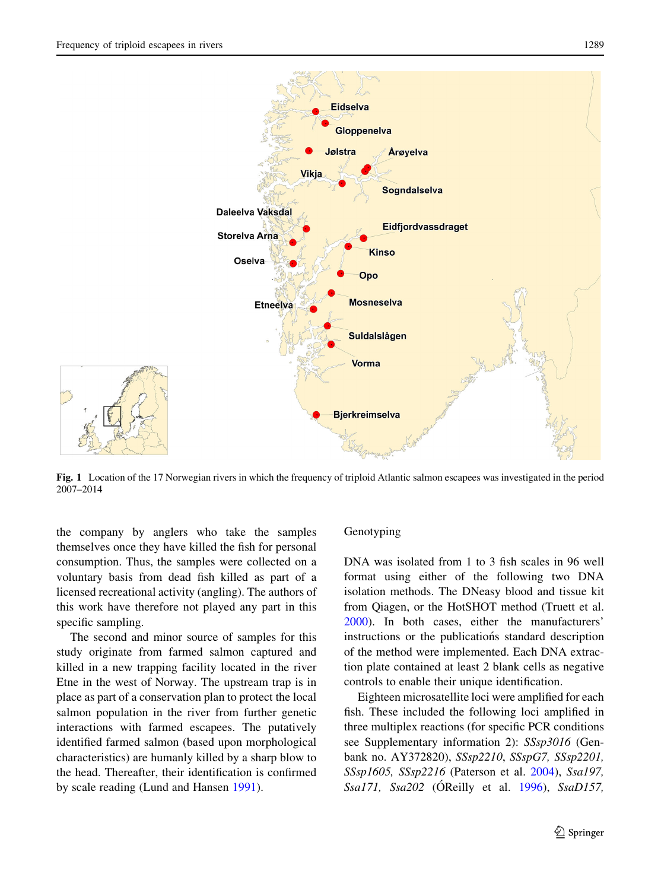**Fig. 1** Location of the 17 Norwegian rivers in which the frequency of triploid Atlantic salmon escapees was investigated in the period 2007–2014

the company by anglers who take the samples themselves once they have killed the fish for personal consumption. Thus, the samples were collected on a voluntary basis from dead fish killed as part of a licensed recreational activity (angling). The authors of this work have therefore not played any part in this specific sampling.

The second and minor source of samples for this study originate from farmed salmon captured and killed in a new trapping facility located in the river Etne in the west of Norway. The upstream trap is in place as part of a conservation plan to protect the local salmon population in the river from further genetic interactions with farmed escapees. The putatively identified farmed salmon (based upon morphological characteristics) are humanly killed by a sharp blow to the head. Thereafter, their identification is confirmed by scale reading (Lund and Hansen 1991).

## Genotyping

DNA was isolated from 1 to 3 fish scales in 96 well format using either of the following two DNA isolation methods. The DNeasy blood and tissue kit from Qiagen, or the HotSHOT method (Truett et al. 2000). In both cases, either the manufacturers' instructions or the publicatiońs standard description of the method were implemented. Each DNA extraction plate contained at least 2 blank cells as negative controls to enable their unique identification.

Eighteen microsatellite loci were amplified for each fish. These included the following loci amplified in three multiplex reactions (for specific PCR conditions see Supplementary information 2): *SSsp3016* (Genbank no. AY372820), *SSsp2210*, *SSspG7, SSsp2201, SSsp1605, SSsp2216* (Paterson et al. 2004), *Ssa197, Ssa171, Ssa202* (ÓReilly et al. 1996), *SsaD157,*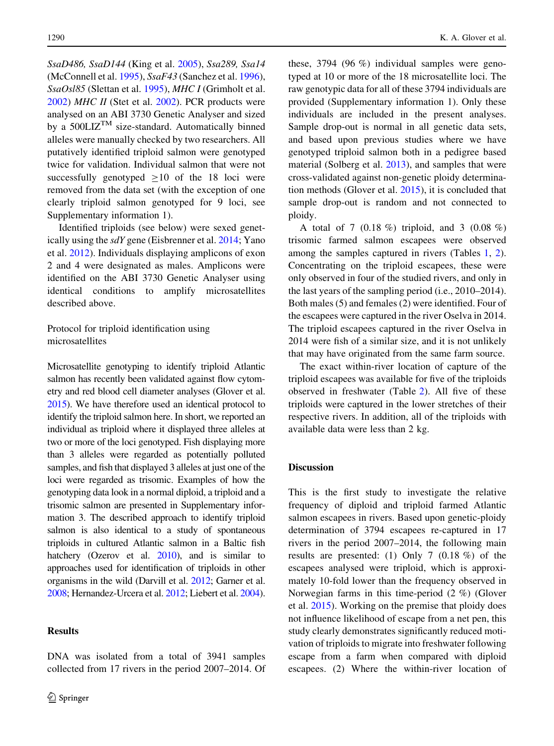*SsaD486, SsaD144* (King et al. 2005), *Ssa289, Ssa14* (McConnell et al. 1995), *SsaF43* (Sanchez et al. 1996), *SsaOsl85* (Slettan et al. 1995), *MHC I* (Grimholt et al. 2002) *MHC II* (Stet et al. 2002). PCR products were analysed on an ABI 3730 Genetic Analyser and sized by a 500LIZ™ size-standard. Automatically binned alleles were manually checked by two researchers. All putatively identified triploid salmon were genotyped twice for validation. Individual salmon that were not successfully genotyped ≥10 of the 18 loci were removed from the data set (with the exception of one clearly triploid salmon genotyped for 9 loci, see Supplementary information 1).

Identified triploids (see below) were sexed genetically using the *sdY* gene (Eisbrenner et al. 2014; Yano et al. 2012). Individuals displaying amplicons of exon 2 and 4 were designated as males. Amplicons were identified on the ABI 3730 Genetic Analyser using identical conditions to amplify microsatellites described above.

### Protocol for triploid identification using microsatellites

Microsatellite genotyping to identify triploid Atlantic salmon has recently been validated against flow cytometry and red blood cell diameter analyses (Glover et al. 2015). We have therefore used an identical protocol to identify the triploid salmon here. In short, we reported an individual as triploid where it displayed three alleles at two or more of the loci genotyped. Fish displaying more than 3 alleles were regarded as potentially polluted samples, and fish that displayed 3 alleles at just one of the loci were regarded as trisomic. Examples of how the genotyping data look in a normal diploid, a triploid and a trisomic salmon are presented in Supplementary information 3. The described approach to identify triploid salmon is also identical to a study of spontaneous triploids in cultured Atlantic salmon in a Baltic fish hatchery (Ozerov et al. 2010), and is similar to approaches used for identification of triploids in other organisms in the wild (Darvill et al. 2012; Garner et al. 2008; Hernandez-Urcera et al. 2012; Liebert et al. 2004).

## Results

DNA was isolated from a total of 3941 samples collected from 17 rivers in the period 2007–2014. Of these, 3794 (96 %) individual samples were genotyped at 10 or more of the 18 microsatellite loci. The raw genotypic data for all of these 3794 individuals are provided (Supplementary information 1). Only these individuals are included in the present analyses. Sample drop-out is normal in all genetic data sets, and based upon previous studies where we have genotyped triploid salmon both in a pedigree based material (Solberg et al. 2013), and samples that were cross-validated against non-genetic ploidy determination methods (Glover et al. 2015), it is concluded that sample drop-out is random and not connected to ploidy.

A total of 7 (0.18 %) triploid, and 3 (0.08 %) trisomic farmed salmon escapees were observed among the samples captured in rivers (Tables 1, 2). Concentrating on the triploid escapees, these were only observed in four of the studied rivers, and only in the last years of the sampling period (i.e., 2010–2014). Both males (5) and females (2) were identified. Four of the escapees were captured in the river Oselva in 2014. The triploid escapees captured in the river Oselva in 2014 were fish of a similar size, and it is not unlikely that may have originated from the same farm source.

The exact within-river location of capture of the triploid escapees was available for five of the triploids observed in freshwater (Table 2). All five of these triploids were captured in the lower stretches of their respective rivers. In addition, all of the triploids with available data were less than 2 kg.

## Discussion

This is the first study to investigate the relative frequency of diploid and triploid farmed Atlantic salmon escapees in rivers. Based upon genetic-ploidy determination of 3794 escapees re-captured in 17 rivers in the period 2007–2014, the following main results are presented: (1) Only 7 (0.18 %) of the escapees analysed were triploid, which is approximately 10-fold lower than the frequency observed in Norwegian farms in this time-period (2 %) (Glover et al. 2015). Working on the premise that ploidy does not influence likelihood of escape from a net pen, this study clearly demonstrates significantly reduced motivation of triploids to migrate into freshwater following escape from a farm when compared with diploid escapees. (2) Where the within-river location of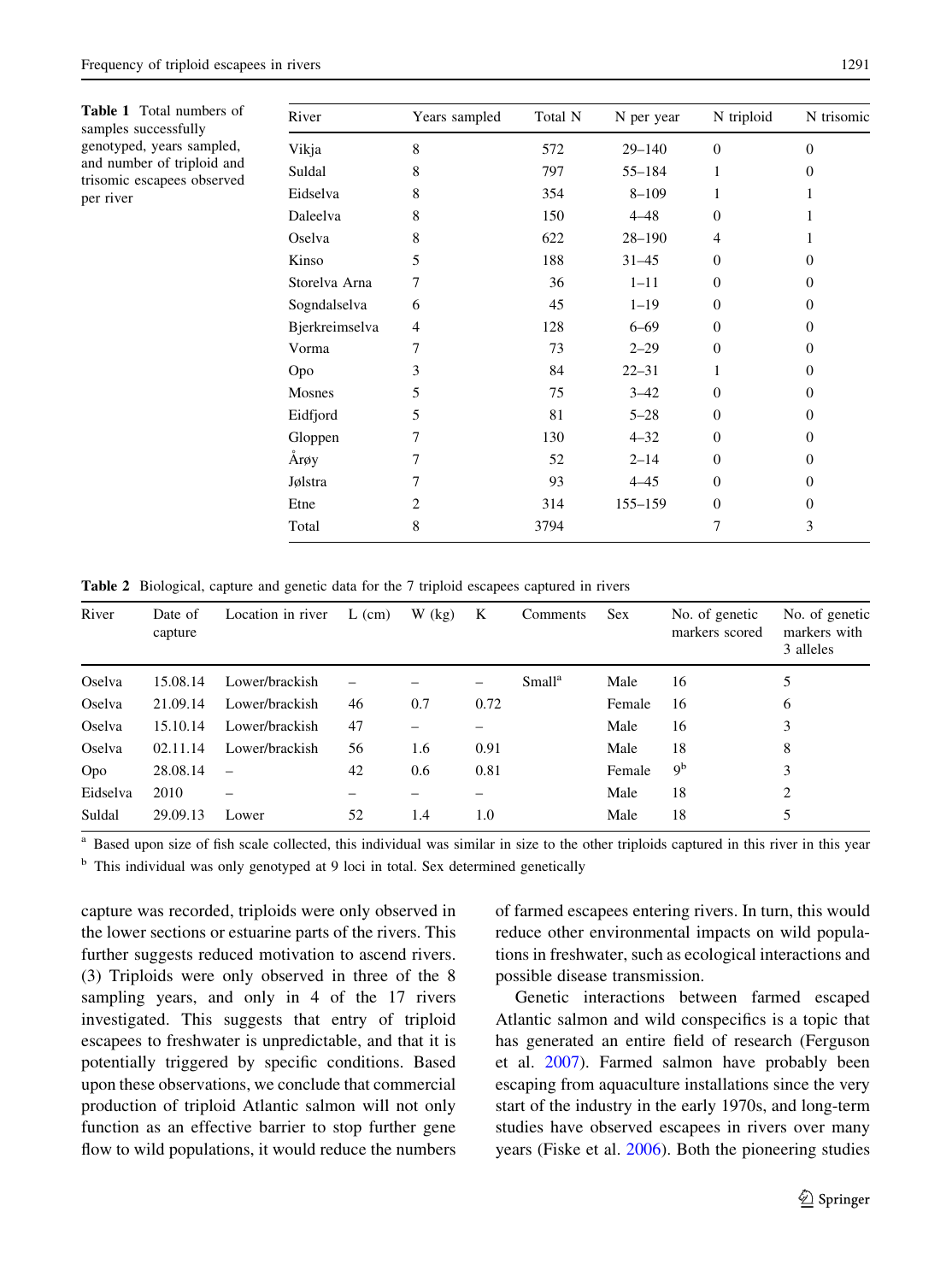Table 1 Total numbers of samples successfully genotyped, years sampled, and number of triploid and trisomic escapees observed per river

| River | Years sampled | Total N | N per year | N triploid | N trisomic |
|---|---|---|---|---|---|
| Vikja | 8 | 572 | 29–140 | 0 | 0 |
| Suldal | 8 | 797 | 55–184 | 1 | 0 |
| Eidselva | 8 | 354 | 8–109 | 1 | 1 |
| Daleelva | 8 | 150 | 4–48 | 0 | 1 |
| Oselva | 8 | 622 | 28–190 | 4 | 1 |
| Kinso | 5 | 188 | 31–45 | 0 | 0 |
| Storelva Arna | 7 | 36 | 1–11 | 0 | 0 |
| Sogndalselva | 6 | 45 | 1–19 | 0 | 0 |
| Bjerkreimselva | 4 | 128 | 6–69 | 0 | 0 |
| Vorma | 7 | 73 | 2–29 | 0 | 0 |
| Opo | 3 | 84 | 22–31 | 1 | 0 |
| Mosnes | 5 | 75 | 3–42 | 0 | 0 |
| Eidfjord | 5 | 81 | 5–28 | 0 | 0 |
| Gloppen | 7 | 130 | 4–32 | 0 | 0 |
| Årøy | 7 | 52 | 2–14 | 0 | 0 |
| Jølstra | 7 | 93 | 4–45 | 0 | 0 |
| Etne | 2 | 314 | 155–159 | 0 | 0 |
| Total | 8 | 3794 | | 7 | 3 |

Table 2 Biological, capture and genetic data for the 7 triploid escapees captured in rivers

| River | Date of capture | Location in river | L (cm) | W (kg) | K | Comments | Sex | No. of genetic markers scored | No. of genetic markers with 3 alleles |
|---|---|---|---|---|---|---|---|---|---|
| Oselva | 15.08.14 | Lower/brackish | – | – | – | Small[a] | Male | 16 | 5 |
| Oselva | 21.09.14 | Lower/brackish | 46 | 0.7 | 0.72 | | Female | 16 | 6 |
| Oselva | 15.10.14 | Lower/brackish | 47 | – | – | | Male | 16 | 3 |
| Oselva | 02.11.14 | Lower/brackish | 56 | 1.6 | 0.91 | | Male | 18 | 8 |
| Opo | 28.08.14 | – | 42 | 0.6 | 0.81 | | Female | 9[b] | 3 |
| Eidselva | 2010 | – | – | – | – | | Male | 18 | 2 |
| Suldal | 29.09.13 | Lower | 52 | 1.4 | 1.0 | | Male | 18 | 5 |

[a] Based upon size of fish scale collected, this individual was similar in size to the other triploids captured in this river in this year

[b] This individual was only genotyped at 9 loci in total. Sex determined genetically

capture was recorded, triploids were only observed in the lower sections or estuarine parts of the rivers. This further suggests reduced motivation to ascend rivers. (3) Triploids were only observed in three of the 8 sampling years, and only in 4 of the 17 rivers investigated. This suggests that entry of triploid escapees to freshwater is unpredictable, and that it is potentially triggered by specific conditions. Based upon these observations, we conclude that commercial production of triploid Atlantic salmon will not only function as an effective barrier to stop further gene flow to wild populations, it would reduce the numbers of farmed escapees entering rivers. In turn, this would reduce other environmental impacts on wild populations in freshwater, such as ecological interactions and possible disease transmission.

Genetic interactions between farmed escaped Atlantic salmon and wild conspecifics is a topic that has generated an entire field of research (Ferguson et al. 2007). Farmed salmon have probably been escaping from aquaculture installations since the very start of the industry in the early 1970s, and long-term studies have observed escapees in rivers over many years (Fiske et al. 2006). Both the pioneering studies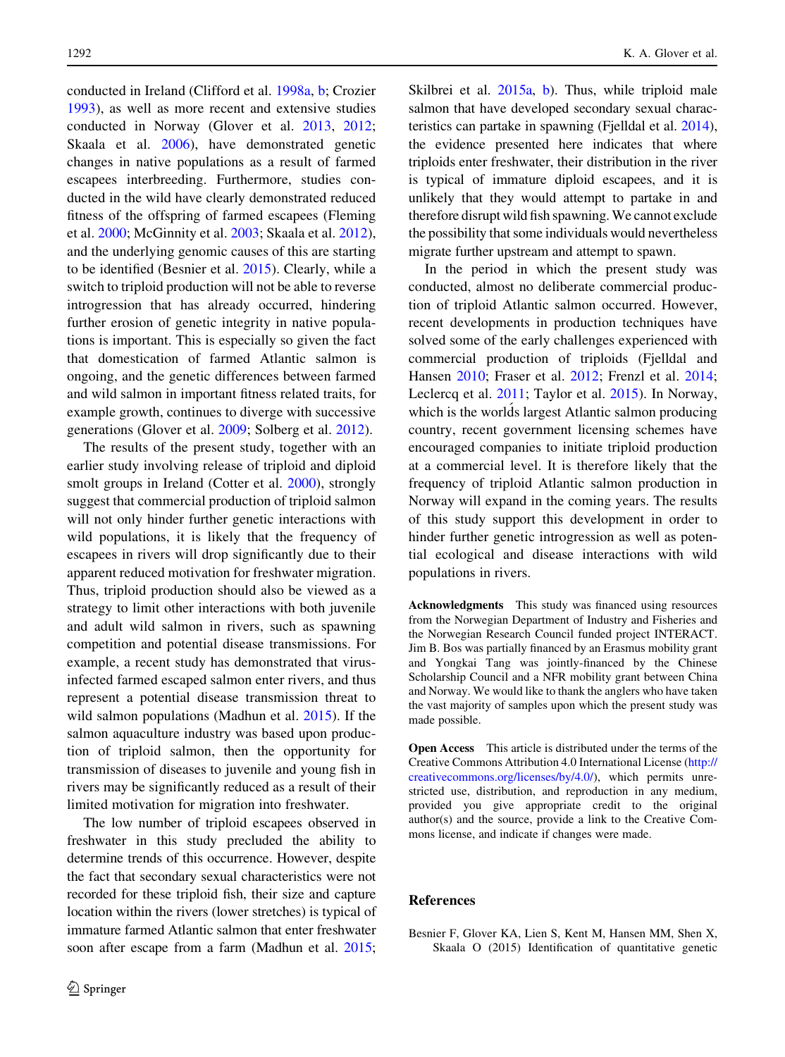conducted in Ireland (Clifford et al. 1998a, b; Crozier 1993), as well as more recent and extensive studies conducted in Norway (Glover et al. 2013, 2012; Skaala et al. 2006), have demonstrated genetic changes in native populations as a result of farmed escapees interbreeding. Furthermore, studies conducted in the wild have clearly demonstrated reduced fitness of the offspring of farmed escapees (Fleming et al. 2000; McGinnity et al. 2003; Skaala et al. 2012), and the underlying genomic causes of this are starting to be identified (Besnier et al. 2015). Clearly, while a switch to triploid production will not be able to reverse introgression that has already occurred, hindering further erosion of genetic integrity in native populations is important. This is especially so given the fact that domestication of farmed Atlantic salmon is ongoing, and the genetic differences between farmed and wild salmon in important fitness related traits, for example growth, continues to diverge with successive generations (Glover et al. 2009; Solberg et al. 2012).

The results of the present study, together with an earlier study involving release of triploid and diploid smolt groups in Ireland (Cotter et al. 2000), strongly suggest that commercial production of triploid salmon will not only hinder further genetic interactions with wild populations, it is likely that the frequency of escapees in rivers will drop significantly due to their apparent reduced motivation for freshwater migration. Thus, triploid production should also be viewed as a strategy to limit other interactions with both juvenile and adult wild salmon in rivers, such as spawning competition and potential disease transmissions. For example, a recent study has demonstrated that virus-infected farmed escaped salmon enter rivers, and thus represent a potential disease transmission threat to wild salmon populations (Madhun et al. 2015). If the salmon aquaculture industry was based upon production of triploid salmon, then the opportunity for transmission of diseases to juvenile and young fish in rivers may be significantly reduced as a result of their limited motivation for migration into freshwater.

The low number of triploid escapees observed in freshwater in this study precluded the ability to determine trends of this occurrence. However, despite the fact that secondary sexual characteristics were not recorded for these triploid fish, their size and capture location within the rivers (lower stretches) is typical of immature farmed Atlantic salmon that enter freshwater soon after escape from a farm (Madhun et al. 2015; Skilbrei et al. 2015a, b). Thus, while triploid male salmon that have developed secondary sexual characteristics can partake in spawning (Fjelldal et al. 2014), the evidence presented here indicates that where triploids enter freshwater, their distribution in the river is typical of immature diploid escapees, and it is unlikely that they would attempt to partake in and therefore disrupt wild fish spawning. We cannot exclude the possibility that some individuals would nevertheless migrate further upstream and attempt to spawn.

In the period in which the present study was conducted, almost no deliberate commercial production of triploid Atlantic salmon occurred. However, recent developments in production techniques have solved some of the early challenges experienced with commercial production of triploids (Fjelldal and Hansen 2010; Fraser et al. 2012; Frenzl et al. 2014; Leclercq et al. 2011; Taylor et al. 2015). In Norway, which is the world́s largest Atlantic salmon producing country, recent government licensing schemes have encouraged companies to initiate triploid production at a commercial level. It is therefore likely that the frequency of triploid Atlantic salmon production in Norway will expand in the coming years. The results of this study support this development in order to hinder further genetic introgression as well as potential ecological and disease interactions with wild populations in rivers.

**Acknowledgments** This study was financed using resources from the Norwegian Department of Industry and Fisheries and the Norwegian Research Council funded project INTERACT. Jim B. Bos was partially financed by an Erasmus mobility grant and Yongkai Tang was jointly-financed by the Chinese Scholarship Council and a NFR mobility grant between China and Norway. We would like to thank the anglers who have taken the vast majority of samples upon which the present study was made possible.

**Open Access** This article is distributed under the terms of the Creative Commons Attribution 4.0 International License (http://creativecommons.org/licenses/by/4.0/), which permits unrestricted use, distribution, and reproduction in any medium, provided you give appropriate credit to the original author(s) and the source, provide a link to the Creative Commons license, and indicate if changes were made.

## References

Besnier F, Glover KA, Lien S, Kent M, Hansen MM, Shen X, Skaala O (2015) Identification of quantitative genetic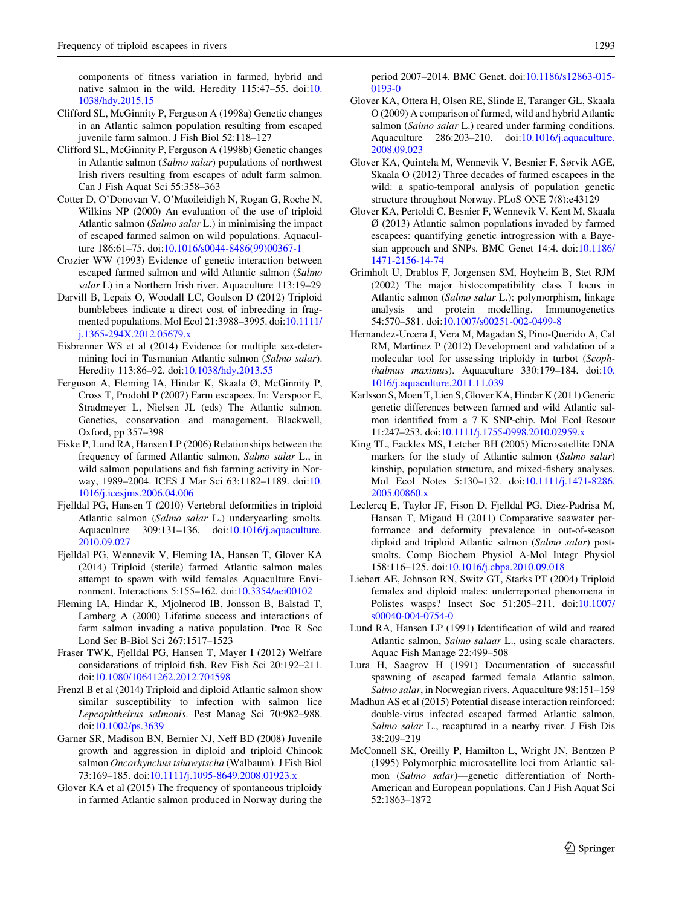components of fitness variation in farmed, hybrid and native salmon in the wild. Heredity 115:47–55. doi:10.1038/hdy.2015.15

Clifford SL, McGinnity P, Ferguson A (1998a) Genetic changes in an Atlantic salmon population resulting from escaped juvenile farm salmon. J Fish Biol 52:118–127

Clifford SL, McGinnity P, Ferguson A (1998b) Genetic changes in Atlantic salmon (*Salmo salar*) populations of northwest Irish rivers resulting from escapes of adult farm salmon. Can J Fish Aquat Sci 55:358–363

Cotter D, O'Donovan V, O'Maoileidigh N, Rogan G, Roche N, Wilkins NP (2000) An evaluation of the use of triploid Atlantic salmon (*Salmo salar* L.) in minimising the impact of escaped farmed salmon on wild populations. Aquaculture 186:61–75. doi:10.1016/s0044-8486(99)00367-1

Crozier WW (1993) Evidence of genetic interaction between escaped farmed salmon and wild Atlantic salmon (*Salmo salar* L) in a Northern Irish river. Aquaculture 113:19–29

Darvill B, Lepais O, Woodall LC, Goulson D (2012) Triploid bumblebees indicate a direct cost of inbreeding in fragmented populations. Mol Ecol 21:3988–3995. doi:10.1111/j.1365-294X.2012.05679.x

Eisbrenner WS et al (2014) Evidence for multiple sex-determining loci in Tasmanian Atlantic salmon (*Salmo salar*). Heredity 113:86–92. doi:10.1038/hdy.2013.55

Ferguson A, Fleming IA, Hindar K, Skaala Ø, McGinnity P, Cross T, Prodohl P (2007) Farm escapees. In: Verspoor E, Stradmeyer L, Nielsen JL (eds) The Atlantic salmon. Genetics, conservation and management. Blackwell, Oxford, pp 357–398

Fiske P, Lund RA, Hansen LP (2006) Relationships between the frequency of farmed Atlantic salmon, *Salmo salar* L., in wild salmon populations and fish farming activity in Norway, 1989–2004. ICES J Mar Sci 63:1182–1189. doi:10.1016/j.icesjms.2006.04.006

Fjelldal PG, Hansen T (2010) Vertebral deformities in triploid Atlantic salmon (*Salmo salar* L.) underyearling smolts. Aquaculture 309:131–136. doi:10.1016/j.aquaculture.2010.09.027

Fjelldal PG, Wennevik V, Fleming IA, Hansen T, Glover KA (2014) Triploid (sterile) farmed Atlantic salmon males attempt to spawn with wild females Aquaculture Environment. Interactions 5:155–162. doi:10.3354/aei00102

Fleming IA, Hindar K, Mjolnerod IB, Jonsson B, Balstad T, Lamberg A (2000) Lifetime success and interactions of farm salmon invading a native population. Proc R Soc Lond Ser B-Biol Sci 267:1517–1523

Fraser TWK, Fjelldal PG, Hansen T, Mayer I (2012) Welfare considerations of triploid fish. Rev Fish Sci 20:192–211. doi:10.1080/10641262.2012.704598

Frenzl B et al (2014) Triploid and diploid Atlantic salmon show similar susceptibility to infection with salmon lice *Lepeophtheirus salmonis*. Pest Manag Sci 70:982–988. doi:10.1002/ps.3639

Garner SR, Madison BN, Bernier NJ, Neff BD (2008) Juvenile growth and aggression in diploid and triploid Chinook salmon *Oncorhynchus tshawytscha* (Walbaum). J Fish Biol 73:169–185. doi:10.1111/j.1095-8649.2008.01923.x

Glover KA et al (2015) The frequency of spontaneous triploidy in farmed Atlantic salmon produced in Norway during the period 2007–2014. BMC Genet. doi:10.1186/s12863-015-0193-0

Glover KA, Ottera H, Olsen RE, Slinde E, Taranger GL, Skaala O (2009) A comparison of farmed, wild and hybrid Atlantic salmon (*Salmo salar* L.) reared under farming conditions. Aquaculture 286:203–210. doi:10.1016/j.aquaculture.2008.09.023

Glover KA, Quintela M, Wennevik V, Besnier F, Sørvik AGE, Skaala O (2012) Three decades of farmed escapees in the wild: a spatio-temporal analysis of population genetic structure throughout Norway. PLoS ONE 7(8):e43129

Glover KA, Pertoldi C, Besnier F, Wennevik V, Kent M, Skaala Ø (2013) Atlantic salmon populations invaded by farmed escapees: quantifying genetic introgression with a Bayesian approach and SNPs. BMC Genet 14:4. doi:10.1186/1471-2156-14-74

Grimholt U, Drablos F, Jorgensen SM, Hoyheim B, Stet RJM (2002) The major histocompatibility class I locus in Atlantic salmon (*Salmo salar* L.): polymorphism, linkage analysis and protein modelling. Immunogenetics 54:570–581. doi:10.1007/s00251-002-0499-8

Hernandez-Urcera J, Vera M, Magadan S, Pino-Querido A, Cal RM, Martinez P (2012) Development and validation of a molecular tool for assessing triploidy in turbot (*Scophthalmus maximus*). Aquaculture 330:179–184. doi:10.1016/j.aquaculture.2011.11.039

Karlsson S, Moen T, Lien S, Glover KA, Hindar K (2011) Generic genetic differences between farmed and wild Atlantic salmon identified from a 7 K SNP-chip. Mol Ecol Resour 11:247–253. doi:10.1111/j.1755-0998.2010.02959.x

King TL, Eackles MS, Letcher BH (2005) Microsatellite DNA markers for the study of Atlantic salmon (*Salmo salar*) kinship, population structure, and mixed-fishery analyses. Mol Ecol Notes 5:130–132. doi:10.1111/j.1471-8286.2005.00860.x

Leclercq E, Taylor JF, Fison D, Fjelldal PG, Diez-Padrisa M, Hansen T, Migaud H (2011) Comparative seawater performance and deformity prevalence in out-of-season diploid and triploid Atlantic salmon (*Salmo salar*) post-smolts. Comp Biochem Physiol A-Mol Integr Physiol 158:116–125. doi:10.1016/j.cbpa.2010.09.018

Liebert AE, Johnson RN, Switz GT, Starks PT (2004) Triploid females and diploid males: underreported phenomena in Polistes wasps? Insect Soc 51:205–211. doi:10.1007/s00040-004-0754-0

Lund RA, Hansen LP (1991) Identification of wild and reared Atlantic salmon, *Salmo salaar* L., using scale characters. Aquac Fish Manage 22:499–508

Lura H, Saegrov H (1991) Documentation of successful spawning of escaped farmed female Atlantic salmon, *Salmo salar*, in Norwegian rivers. Aquaculture 98:151–159

Madhun AS et al (2015) Potential disease interaction reinforced: double-virus infected escaped farmed Atlantic salmon, *Salmo salar* L., recaptured in a nearby river. J Fish Dis 38:209–219

McConnell SK, Oreilly P, Hamilton L, Wright JN, Bentzen P (1995) Polymorphic microsatellite loci from Atlantic salmon (*Salmo salar*)—genetic differentiation of North-American and European populations. Can J Fish Aquat Sci 52:1863–1872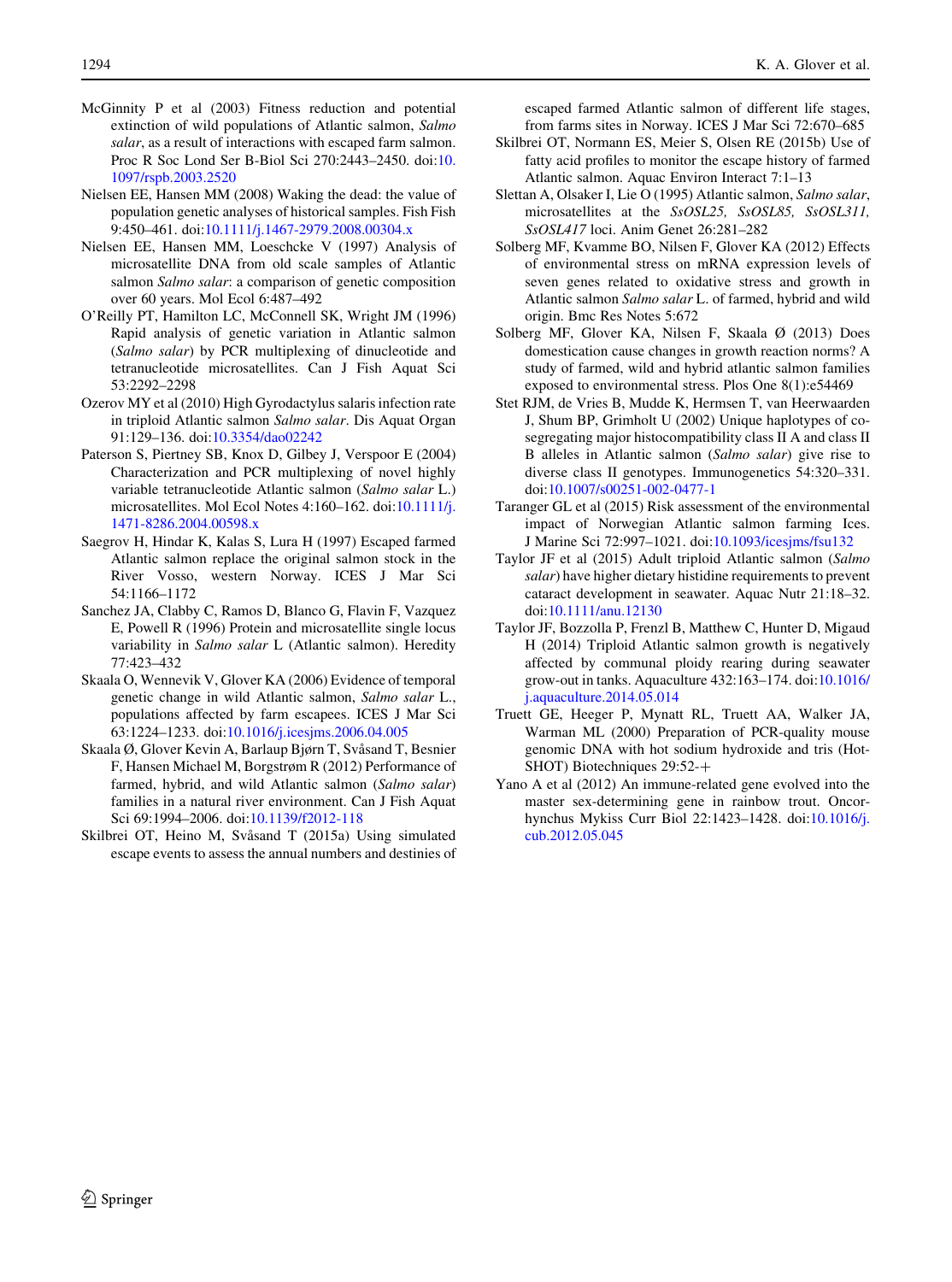McGinnity P et al (2003) Fitness reduction and potential extinction of wild populations of Atlantic salmon, *Salmo salar*, as a result of interactions with escaped farm salmon. Proc R Soc Lond Ser B-Biol Sci 270:2443–2450. doi:10.1097/rspb.2003.2520

Nielsen EE, Hansen MM (2008) Waking the dead: the value of population genetic analyses of historical samples. Fish Fish 9:450–461. doi:10.1111/j.1467-2979.2008.00304.x

Nielsen EE, Hansen MM, Loeschcke V (1997) Analysis of microsatellite DNA from old scale samples of Atlantic salmon *Salmo salar*: a comparison of genetic composition over 60 years. Mol Ecol 6:487–492

O'Reilly PT, Hamilton LC, McConnell SK, Wright JM (1996) Rapid analysis of genetic variation in Atlantic salmon (*Salmo salar*) by PCR multiplexing of dinucleotide and tetranucleotide microsatellites. Can J Fish Aquat Sci 53:2292–2298

Ozerov MY et al (2010) High Gyrodactylus salaris infection rate in triploid Atlantic salmon *Salmo salar*. Dis Aquat Organ 91:129–136. doi:10.3354/dao02242

Paterson S, Piertney SB, Knox D, Gilbey J, Verspoor E (2004) Characterization and PCR multiplexing of novel highly variable tetranucleotide Atlantic salmon (*Salmo salar* L.) microsatellites. Mol Ecol Notes 4:160–162. doi:10.1111/j.1471-8286.2004.00598.x

Saegrov H, Hindar K, Kalas S, Lura H (1997) Escaped farmed Atlantic salmon replace the original salmon stock in the River Vosso, western Norway. ICES J Mar Sci 54:1166–1172

Sanchez JA, Clabby C, Ramos D, Blanco G, Flavin F, Vazquez E, Powell R (1996) Protein and microsatellite single locus variability in *Salmo salar* L (Atlantic salmon). Heredity 77:423–432

Skaala O, Wennevik V, Glover KA (2006) Evidence of temporal genetic change in wild Atlantic salmon, *Salmo salar* L., populations affected by farm escapees. ICES J Mar Sci 63:1224–1233. doi:10.1016/j.icesjms.2006.04.005

Skaala Ø, Glover Kevin A, Barlaup Bjørn T, Svåsand T, Besnier F, Hansen Michael M, Borgstrøm R (2012) Performance of farmed, hybrid, and wild Atlantic salmon (*Salmo salar*) families in a natural river environment. Can J Fish Aquat Sci 69:1994–2006. doi:10.1139/f2012-118

Skilbrei OT, Heino M, Svåsand T (2015a) Using simulated escape events to assess the annual numbers and destinies of escaped farmed Atlantic salmon of different life stages, from farms sites in Norway. ICES J Mar Sci 72:670–685

Skilbrei OT, Normann ES, Meier S, Olsen RE (2015b) Use of fatty acid profiles to monitor the escape history of farmed Atlantic salmon. Aquac Environ Interact 7:1–13

Slettan A, Olsaker I, Lie O (1995) Atlantic salmon, *Salmo salar*, microsatellites at the *SsOSL25, SsOSL85, SsOSL311, SsOSL417* loci. Anim Genet 26:281–282

Solberg MF, Kvamme BO, Nilsen F, Glover KA (2012) Effects of environmental stress on mRNA expression levels of seven genes related to oxidative stress and growth in Atlantic salmon *Salmo salar* L. of farmed, hybrid and wild origin. Bmc Res Notes 5:672

Solberg MF, Glover KA, Nilsen F, Skaala Ø (2013) Does domestication cause changes in growth reaction norms? A study of farmed, wild and hybrid atlantic salmon families exposed to environmental stress. Plos One 8(1):e54469

Stet RJM, de Vries B, Mudde K, Hermsen T, van Heerwaarden J, Shum BP, Grimholt U (2002) Unique haplotypes of co-segregating major histocompatibility class II A and class II B alleles in Atlantic salmon (*Salmo salar*) give rise to diverse class II genotypes. Immunogenetics 54:320–331. doi:10.1007/s00251-002-0477-1

Taranger GL et al (2015) Risk assessment of the environmental impact of Norwegian Atlantic salmon farming Ices. J Marine Sci 72:997–1021. doi:10.1093/icesjms/fsu132

Taylor JF et al (2015) Adult triploid Atlantic salmon (*Salmo salar*) have higher dietary histidine requirements to prevent cataract development in seawater. Aquac Nutr 21:18–32. doi:10.1111/anu.12130

Taylor JF, Bozzolla P, Frenzl B, Matthew C, Hunter D, Migaud H (2014) Triploid Atlantic salmon growth is negatively affected by communal ploidy rearing during seawater grow-out in tanks. Aquaculture 432:163–174. doi:10.1016/j.aquaculture.2014.05.014

Truett GE, Heeger P, Mynatt RL, Truett AA, Walker JA, Warman ML (2000) Preparation of PCR-quality mouse genomic DNA with hot sodium hydroxide and tris (HotSHOT) Biotechniques 29:52-+

Yano A et al (2012) An immune-related gene evolved into the master sex-determining gene in rainbow trout. Oncorhynchus Mykiss Curr Biol 22:1423–1428. doi:10.1016/j.cub.2012.05.045